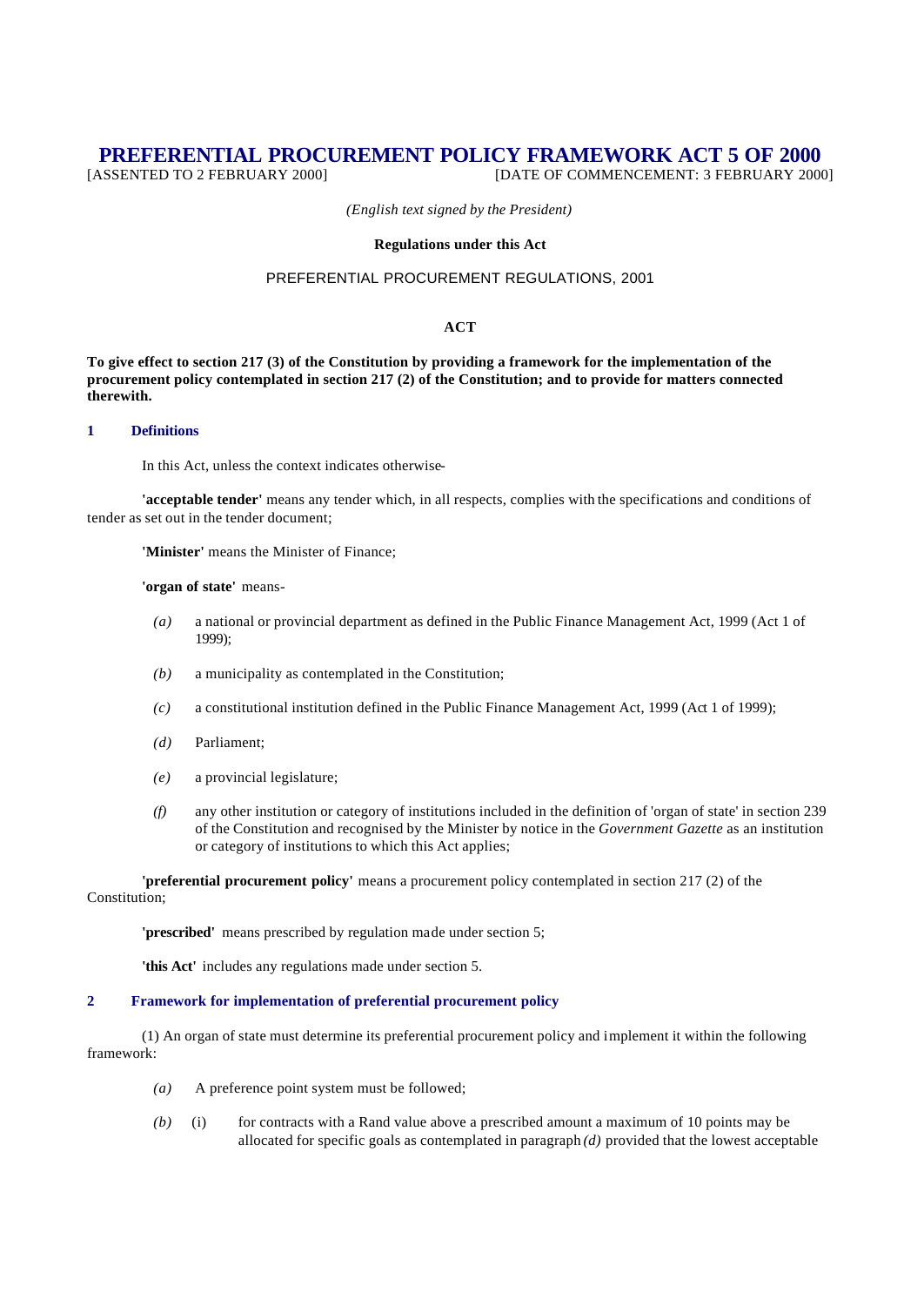# PREFERENTIAL PROCUREMENT POLICY FRAMEWORK ACT 5 OF 2000

[ASSENTED TO 2 FEBRUARY 2000] [DATE OF COMMENCEMENT: 3 FEBRUARY 2000]

*(English text signed by the President)*

**Regulations under this Act**

PREFERENTIAL PROCUREMENT REGULATIONS, 2001

**ACT**

**To give effect to section 217 (3) of the Constitution by providing a framework for the implementation of the procurement policy contemplated in section 217 (2) of the Constitution; and to provide for matters connected therewith.**

## 1 Definitions

In this Act, unless the context indicates otherwise-

**'acceptable tender'** means any tender which, in all respects, complies with the specifications and conditions of tender as set out in the tender document;

**'Minister'** means the Minister of Finance;

**'organ of state'** means-

*(a)* a national or provincial department as defined in the Public Finance Management Act, 1999 (Act 1 of 1999);

*(b)* a municipality as contemplated in the Constitution;

*(c)* a constitutional institution defined in the Public Finance Management Act, 1999 (Act 1 of 1999);

*(d)* Parliament;

*(e)* a provincial legislature;

*(f)* any other institution or category of institutions included in the definition of 'organ of state' in section 239 of the Constitution and recognised by the Minister by notice in the *Government Gazette* as an institution or category of institutions to which this Act applies;

**'preferential procurement policy'** means a procurement policy contemplated in section 217 (2) of the Constitution;

**'prescribed'** means prescribed by regulation made under section 5;

**'this Act'** includes any regulations made under section 5.

## 2 Framework for implementation of preferential procurement policy

(1) An organ of state must determine its preferential procurement policy and implement it within the following framework:

*(a)* A preference point system must be followed;

*(b)* (i) for contracts with a Rand value above a prescribed amount a maximum of 10 points may be allocated for specific goals as contemplated in paragraph *(d)* provided that the lowest acceptable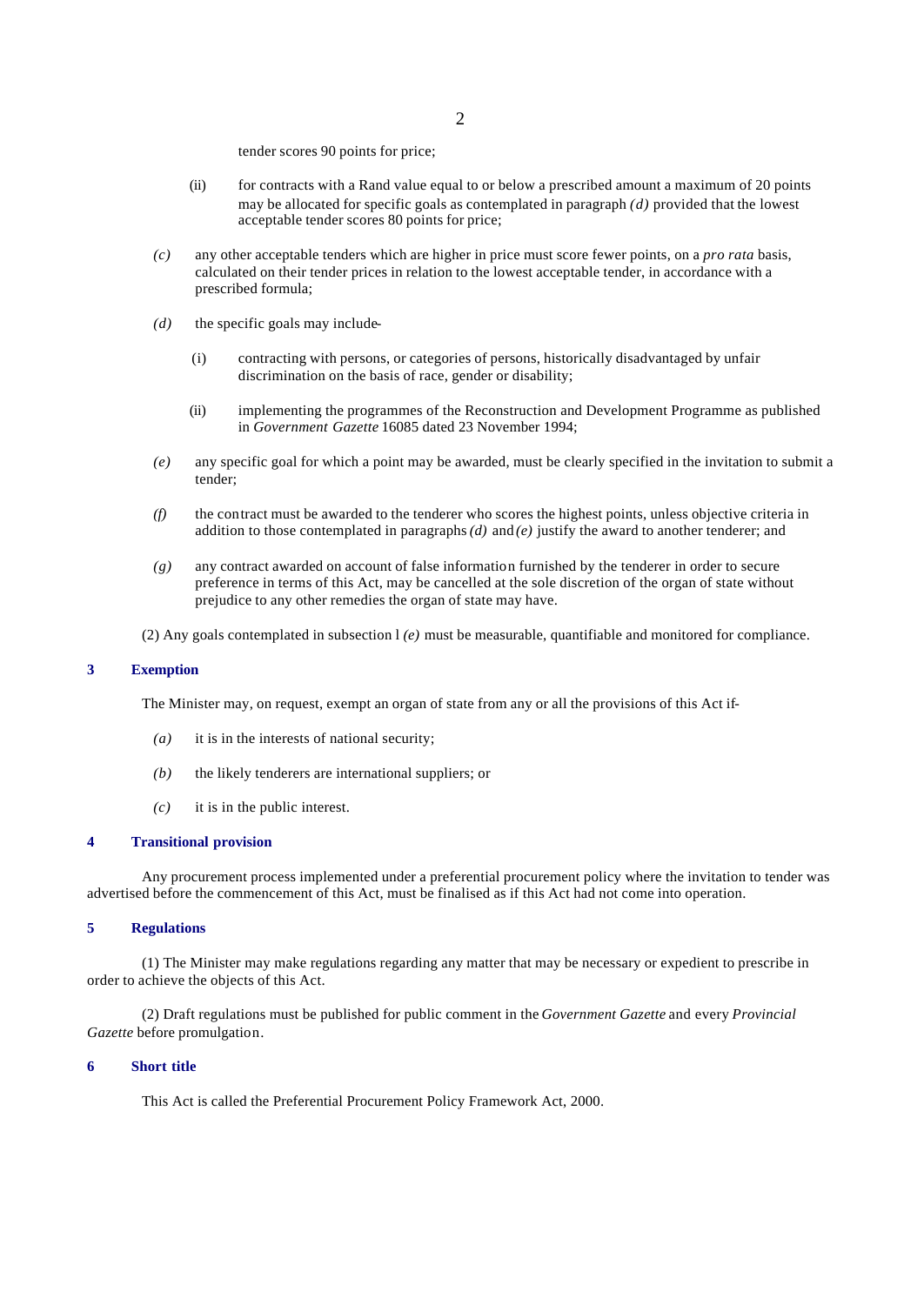tender scores 90 points for price;

(ii) for contracts with a Rand value equal to or below a prescribed amount a maximum of 20 points may be allocated for specific goals as contemplated in paragraph *(d)* provided that the lowest acceptable tender scores 80 points for price;

*(c)* any other acceptable tenders which are higher in price must score fewer points, on a *pro rata* basis, calculated on their tender prices in relation to the lowest acceptable tender, in accordance with a prescribed formula;

*(d)* the specific goals may include-

(i) contracting with persons, or categories of persons, historically disadvantaged by unfair discrimination on the basis of race, gender or disability;

(ii) implementing the programmes of the Reconstruction and Development Programme as published in *Government Gazette* 16085 dated 23 November 1994;

*(e)* any specific goal for which a point may be awarded, must be clearly specified in the invitation to submit a tender;

*(f)* the contract must be awarded to the tenderer who scores the highest points, unless objective criteria in addition to those contemplated in paragraphs *(d)* and *(e)* justify the award to another tenderer; and

*(g)* any contract awarded on account of false information furnished by the tenderer in order to secure preference in terms of this Act, may be cancelled at the sole discretion of the organ of state without prejudice to any other remedies the organ of state may have.

(2) Any goals contemplated in subsection l *(e)* must be measurable, quantifiable and monitored for compliance.

### 3 Exemption

The Minister may, on request, exempt an organ of state from any or all the provisions of this Act if-

*(a)* it is in the interests of national security;

*(b)* the likely tenderers are international suppliers; or

*(c)* it is in the public interest.

### 4 Transitional provision

Any procurement process implemented under a preferential procurement policy where the invitation to tender was advertised before the commencement of this Act, must be finalised as if this Act had not come into operation.

### 5 Regulations

(1) The Minister may make regulations regarding any matter that may be necessary or expedient to prescribe in order to achieve the objects of this Act.

(2) Draft regulations must be published for public comment in the *Government Gazette* and every *Provincial Gazette* before promulgation.

### 6 Short title

This Act is called the Preferential Procurement Policy Framework Act, 2000.